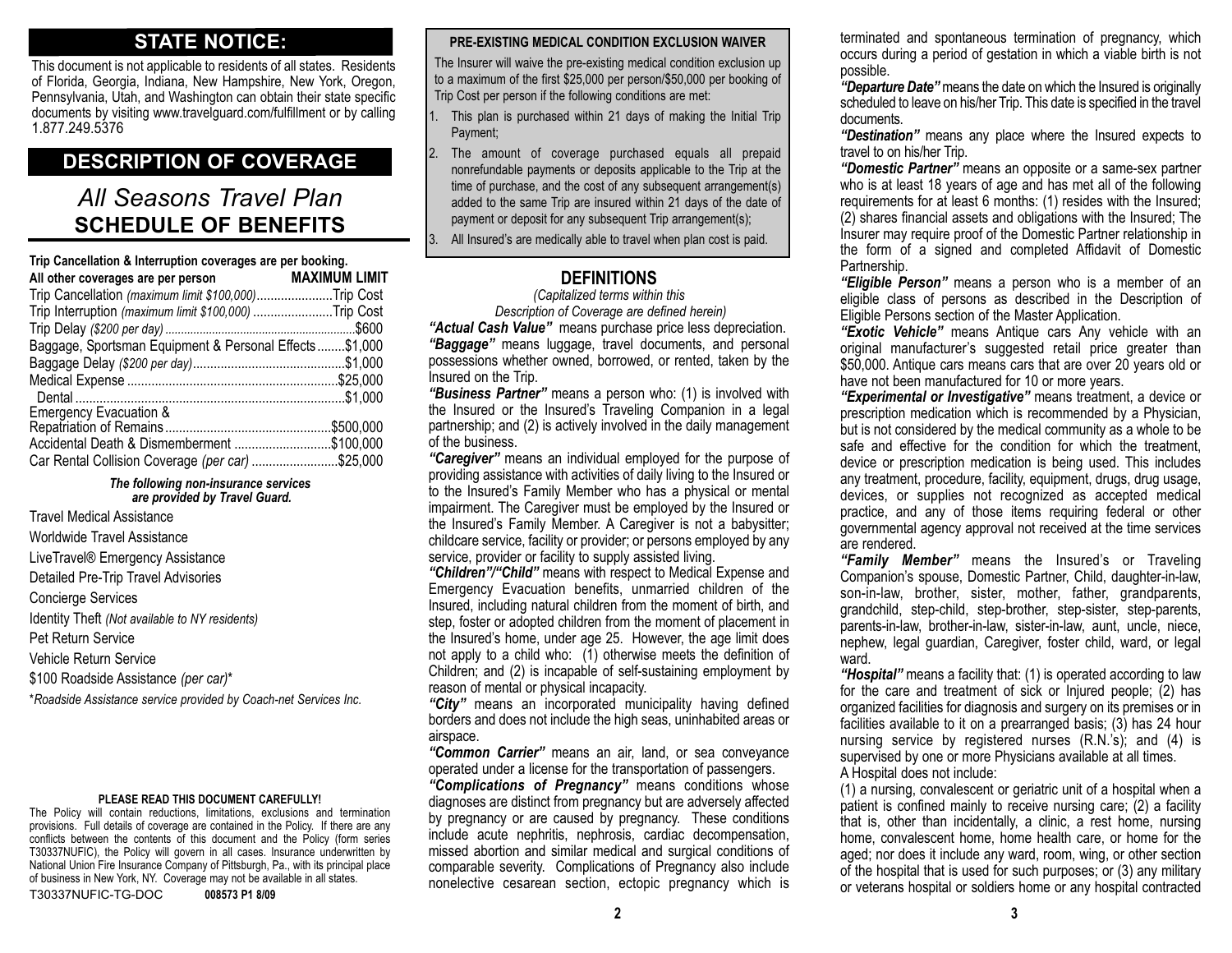## STATE NOTICE:

This document is not applicable to residents of all states. Residents of Florida, Georgia, Indiana, New Hampshire, New York, Oregon, Pennsylvania, Utah, and Washington can obtain their state specific documents by visiting www.travelguard.com/fulfillment or by calling 1.877.249.5376

## DESCRIPTION OF COVERAGE

# *All Seasons Travel Plan*

# SCHEDULE OF BENEFITS

**Trip Cancellation & Interruption coverages are per booking.**

| **All other coverages are per person** | **MAXIMUM LIMIT** |
|---|---|
| Trip Cancellation *(maximum limit $100,000)* | Trip Cost |
| Trip Interruption *(maximum limit $100,000)* | Trip Cost |
| Trip Delay *($200 per day)* | $600 |
| Baggage, Sportsman Equipment & Personal Effects | $1,000 |
| Baggage Delay *($200 per day)* | $1,000 |
| Medical Expense | $25,000 |
| Dental | $1,000 |
| Emergency Evacuation & Repatriation of Remains | $500,000 |
| Accidental Death & Dismemberment | $100,000 |
| Car Rental Collision Coverage *(per car)* | $25,000 |

***The following non-insurance services are provided by Travel Guard.***

Travel Medical Assistance

Worldwide Travel Assistance

LiveTravel® Emergency Assistance

Detailed Pre-Trip Travel Advisories

Concierge Services

Identity Theft *(Not available to NY residents)*

Pet Return Service

Vehicle Return Service

$100 Roadside Assistance *(per car)**

\**Roadside Assistance service provided by Coach-net Services Inc.*

**PLEASE READ THIS DOCUMENT CAREFULLY!**

The Policy will contain reductions, limitations, exclusions and termination provisions. Full details of coverage are contained in the Policy. If there are any conflicts between the contents of this document and the Policy (form series T30337NUFIC), the Policy will govern in all cases. Insurance underwritten by National Union Fire Insurance Company of Pittsburgh, Pa., with its principal place of business in New York, NY. Coverage may not be available in all states.

T30337NUFIC-TG-DOC **008573 P1 8/09**

**PRE-EXISTING MEDICAL CONDITION EXCLUSION WAIVER**

The Insurer will waive the pre-existing medical condition exclusion up to a maximum of the first $25,000 per person/$50,000 per booking of Trip Cost per person if the following conditions are met:

1. This plan is purchased within 21 days of making the Initial Trip Payment;
2. The amount of coverage purchased equals all prepaid nonrefundable payments or deposits applicable to the Trip at the time of purchase, and the cost of any subsequent arrangement(s) added to the same Trip are insured within 21 days of the date of payment or deposit for any subsequent Trip arrangement(s);
3. All Insured's are medically able to travel when plan cost is paid.

## DEFINITIONS

*(Capitalized terms within this Description of Coverage are defined herein)*

***"Actual Cash Value"*** means purchase price less depreciation.

***"Baggage"*** means luggage, travel documents, and personal possessions whether owned, borrowed, or rented, taken by the Insured on the Trip.

***"Business Partner"*** means a person who: (1) is involved with the Insured or the Insured's Traveling Companion in a legal partnership; and (2) is actively involved in the daily management of the business.

***"Caregiver"*** means an individual employed for the purpose of providing assistance with activities of daily living to the Insured or to the Insured's Family Member who has a physical or mental impairment. The Caregiver must be employed by the Insured or the Insured's Family Member. A Caregiver is not a babysitter; childcare service, facility or provider; or persons employed by any service, provider or facility to supply assisted living.

***"Children"/"Child"*** means with respect to Medical Expense and Emergency Evacuation benefits, unmarried children of the Insured, including natural children from the moment of birth, and step, foster or adopted children from the moment of placement in the Insured's home, under age 25. However, the age limit does not apply to a child who: (1) otherwise meets the definition of Children; and (2) is incapable of self-sustaining employment by reason of mental or physical incapacity.

***"City"*** means an incorporated municipality having defined borders and does not include the high seas, uninhabited areas or airspace.

***"Common Carrier"*** means an air, land, or sea conveyance operated under a license for the transportation of passengers.

***"Complications of Pregnancy"*** means conditions whose diagnoses are distinct from pregnancy but are adversely affected by pregnancy or are caused by pregnancy. These conditions include acute nephritis, nephrosis, cardiac decompensation, missed abortion and similar medical and surgical conditions of comparable severity. Complications of Pregnancy also include nonelective cesarean section, ectopic pregnancy which is terminated and spontaneous termination of pregnancy, which occurs during a period of gestation in which a viable birth is not possible.

***"Departure Date"*** means the date on which the Insured is originally scheduled to leave on his/her Trip. This date is specified in the travel documents.

***"Destination"*** means any place where the Insured expects to travel to on his/her Trip.

***"Domestic Partner"*** means an opposite or a same-sex partner who is at least 18 years of age and has met all of the following requirements for at least 6 months: (1) resides with the Insured; (2) shares financial assets and obligations with the Insured; The Insurer may require proof of the Domestic Partner relationship in the form of a signed and completed Affidavit of Domestic Partnership.

***"Eligible Person"*** means a person who is a member of an eligible class of persons as described in the Description of Eligible Persons section of the Master Application.

***"Exotic Vehicle"*** means Antique cars Any vehicle with an original manufacturer's suggested retail price greater than $50,000. Antique cars means cars that are over 20 years old or have not been manufactured for 10 or more years.

***"Experimental or Investigative"*** means treatment, a device or prescription medication which is recommended by a Physician, but is not considered by the medical community as a whole to be safe and effective for the condition for which the treatment, device or prescription medication is being used. This includes any treatment, procedure, facility, equipment, drugs, drug usage, devices, or supplies not recognized as accepted medical practice, and any of those items requiring federal or other governmental agency approval not received at the time services are rendered.

***"Family Member"*** means the Insured's or Traveling Companion's spouse, Domestic Partner, Child, daughter-in-law, son-in-law, brother, sister, mother, father, grandparents, grandchild, step-child, step-brother, step-sister, step-parents, parents-in-law, brother-in-law, sister-in-law, aunt, uncle, niece, nephew, legal guardian, Caregiver, foster child, ward, or legal ward.

***"Hospital"*** means a facility that: (1) is operated according to law for the care and treatment of sick or Injured people; (2) has organized facilities for diagnosis and surgery on its premises or in facilities available to it on a prearranged basis; (3) has 24 hour nursing service by registered nurses (R.N.'s); and (4) is supervised by one or more Physicians available at all times.

A Hospital does not include:

(1) a nursing, convalescent or geriatric unit of a hospital when a patient is confined mainly to receive nursing care; (2) a facility that is, other than incidentally, a clinic, a rest home, nursing home, convalescent home, home health care, or home for the aged; nor does it include any ward, room, wing, or other section of the hospital that is used for such purposes; or (3) any military or veterans hospital or soldiers home or any hospital contracted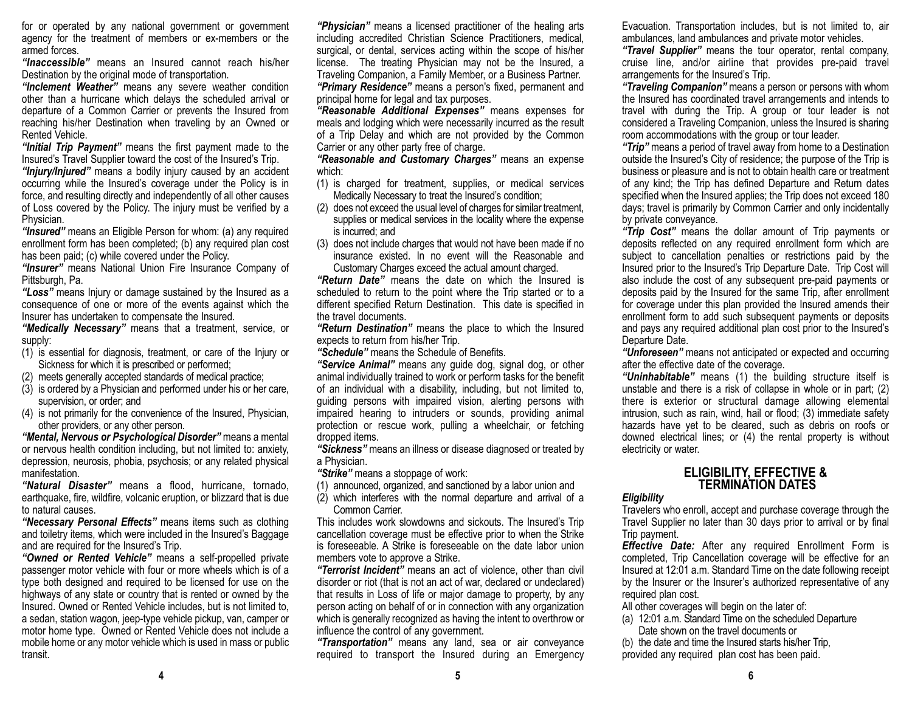for or operated by any national government or government agency for the treatment of members or ex-members or the armed forces.

***"Inaccessible"*** means an Insured cannot reach his/her Destination by the original mode of transportation.

***"Inclement Weather"*** means any severe weather condition other than a hurricane which delays the scheduled arrival or departure of a Common Carrier or prevents the Insured from reaching his/her Destination when traveling by an Owned or Rented Vehicle.

***"Initial Trip Payment"*** means the first payment made to the Insured's Travel Supplier toward the cost of the Insured's Trip.

***"Injury/Injured"*** means a bodily injury caused by an accident occurring while the Insured's coverage under the Policy is in force, and resulting directly and independently of all other causes of Loss covered by the Policy. The injury must be verified by a Physician.

***"Insured"*** means an Eligible Person for whom: (a) any required enrollment form has been completed; (b) any required plan cost has been paid; (c) while covered under the Policy.

***"Insurer"*** means National Union Fire Insurance Company of Pittsburgh, Pa.

***"Loss"*** means Injury or damage sustained by the Insured as a consequence of one or more of the events against which the Insurer has undertaken to compensate the Insured.

***"Medically Necessary"*** means that a treatment, service, or supply:

(1) is essential for diagnosis, treatment, or care of the Injury or Sickness for which it is prescribed or performed;
(2) meets generally accepted standards of medical practice;
(3) is ordered by a Physician and performed under his or her care, supervision, or order; and
(4) is not primarily for the convenience of the Insured, Physician, other providers, or any other person.

***"Mental, Nervous or Psychological Disorder"*** means a mental or nervous health condition including, but not limited to: anxiety, depression, neurosis, phobia, psychosis; or any related physical manifestation.

***"Natural Disaster"*** means a flood, hurricane, tornado, earthquake, fire, wildfire, volcanic eruption, or blizzard that is due to natural causes.

***"Necessary Personal Effects"*** means items such as clothing and toiletry items, which were included in the Insured's Baggage and are required for the Insured's Trip.

***"Owned or Rented Vehicle"*** means a self-propelled private passenger motor vehicle with four or more wheels which is of a type both designed and required to be licensed for use on the highways of any state or country that is rented or owned by the Insured. Owned or Rented Vehicle includes, but is not limited to, a sedan, station wagon, jeep-type vehicle pickup, van, camper or motor home type. Owned or Rented Vehicle does not include a mobile home or any motor vehicle which is used in mass or public transit.

***"Physician"*** means a licensed practitioner of the healing arts including accredited Christian Science Practitioners, medical, surgical, or dental, services acting within the scope of his/her license. The treating Physician may not be the Insured, a Traveling Companion, a Family Member, or a Business Partner.

***"Primary Residence"*** means a person's fixed, permanent and principal home for legal and tax purposes.

***"Reasonable Additional Expenses"*** means expenses for meals and lodging which were necessarily incurred as the result of a Trip Delay and which are not provided by the Common Carrier or any other party free of charge.

***"Reasonable and Customary Charges"*** means an expense which:

(1) is charged for treatment, supplies, or medical services Medically Necessary to treat the Insured's condition;
(2) does not exceed the usual level of charges for similar treatment, supplies or medical services in the locality where the expense is incurred; and
(3) does not include charges that would not have been made if no insurance existed. In no event will the Reasonable and Customary Charges exceed the actual amount charged.

***"Return Date"*** means the date on which the Insured is scheduled to return to the point where the Trip started or to a different specified Return Destination. This date is specified in the travel documents.

***"Return Destination"*** means the place to which the Insured expects to return from his/her Trip.

***"Schedule"*** means the Schedule of Benefits.

***"Service Animal"*** means any guide dog, signal dog, or other animal individually trained to work or perform tasks for the benefit of an individual with a disability, including, but not limited to, guiding persons with impaired vision, alerting persons with impaired hearing to intruders or sounds, providing animal protection or rescue work, pulling a wheelchair, or fetching dropped items.

***"Sickness"*** means an illness or disease diagnosed or treated by a Physician.

***"Strike"*** means a stoppage of work:

(1) announced, organized, and sanctioned by a labor union and
(2) which interferes with the normal departure and arrival of a Common Carrier.

This includes work slowdowns and sickouts. The Insured's Trip cancellation coverage must be effective prior to when the Strike is foreseeable. A Strike is foreseeable on the date labor union members vote to approve a Strike.

***"Terrorist Incident"*** means an act of violence, other than civil disorder or riot (that is not an act of war, declared or undeclared) that results in Loss of life or major damage to property, by any person acting on behalf of or in connection with any organization which is generally recognized as having the intent to overthrow or influence the control of any government.

***"Transportation"*** means any land, sea or air conveyance required to transport the Insured during an Emergency Evacuation. Transportation includes, but is not limited to, air ambulances, land ambulances and private motor vehicles.

***"Travel Supplier"*** means the tour operator, rental company, cruise line, and/or airline that provides pre-paid travel arrangements for the Insured's Trip.

***"Traveling Companion"*** means a person or persons with whom the Insured has coordinated travel arrangements and intends to travel with during the Trip. A group or tour leader is not considered a Traveling Companion, unless the Insured is sharing room accommodations with the group or tour leader.

***"Trip"*** means a period of travel away from home to a Destination outside the Insured's City of residence; the purpose of the Trip is business or pleasure and is not to obtain health care or treatment of any kind; the Trip has defined Departure and Return dates specified when the Insured applies; the Trip does not exceed 180 days; travel is primarily by Common Carrier and only incidentally by private conveyance.

***"Trip Cost"*** means the dollar amount of Trip payments or deposits reflected on any required enrollment form which are subject to cancellation penalties or restrictions paid by the Insured prior to the Insured's Trip Departure Date. Trip Cost will also include the cost of any subsequent pre-paid payments or deposits paid by the Insured for the same Trip, after enrollment for coverage under this plan provided the Insured amends their enrollment form to add such subsequent payments or deposits and pays any required additional plan cost prior to the Insured's Departure Date.

***"Unforeseen"*** means not anticipated or expected and occurring after the effective date of the coverage.

***"Uninhabitable"*** means (1) the building structure itself is unstable and there is a risk of collapse in whole or in part; (2) there is exterior or structural damage allowing elemental intrusion, such as rain, wind, hail or flood; (3) immediate safety hazards have yet to be cleared, such as debris on roofs or downed electrical lines; or (4) the rental property is without electricity or water.

## ELIGIBILITY, EFFECTIVE & TERMINATION DATES

***Eligibility***

Travelers who enroll, accept and purchase coverage through the Travel Supplier no later than 30 days prior to arrival or by final Trip payment.

***Effective Date:*** After any required Enrollment Form is completed, Trip Cancellation coverage will be effective for an Insured at 12:01 a.m. Standard Time on the date following receipt by the Insurer or the Insurer's authorized representative of any required plan cost.

All other coverages will begin on the later of:

(a) 12:01 a.m. Standard Time on the scheduled Departure Date shown on the travel documents or
(b) the date and time the Insured starts his/her Trip,

provided any required plan cost has been paid.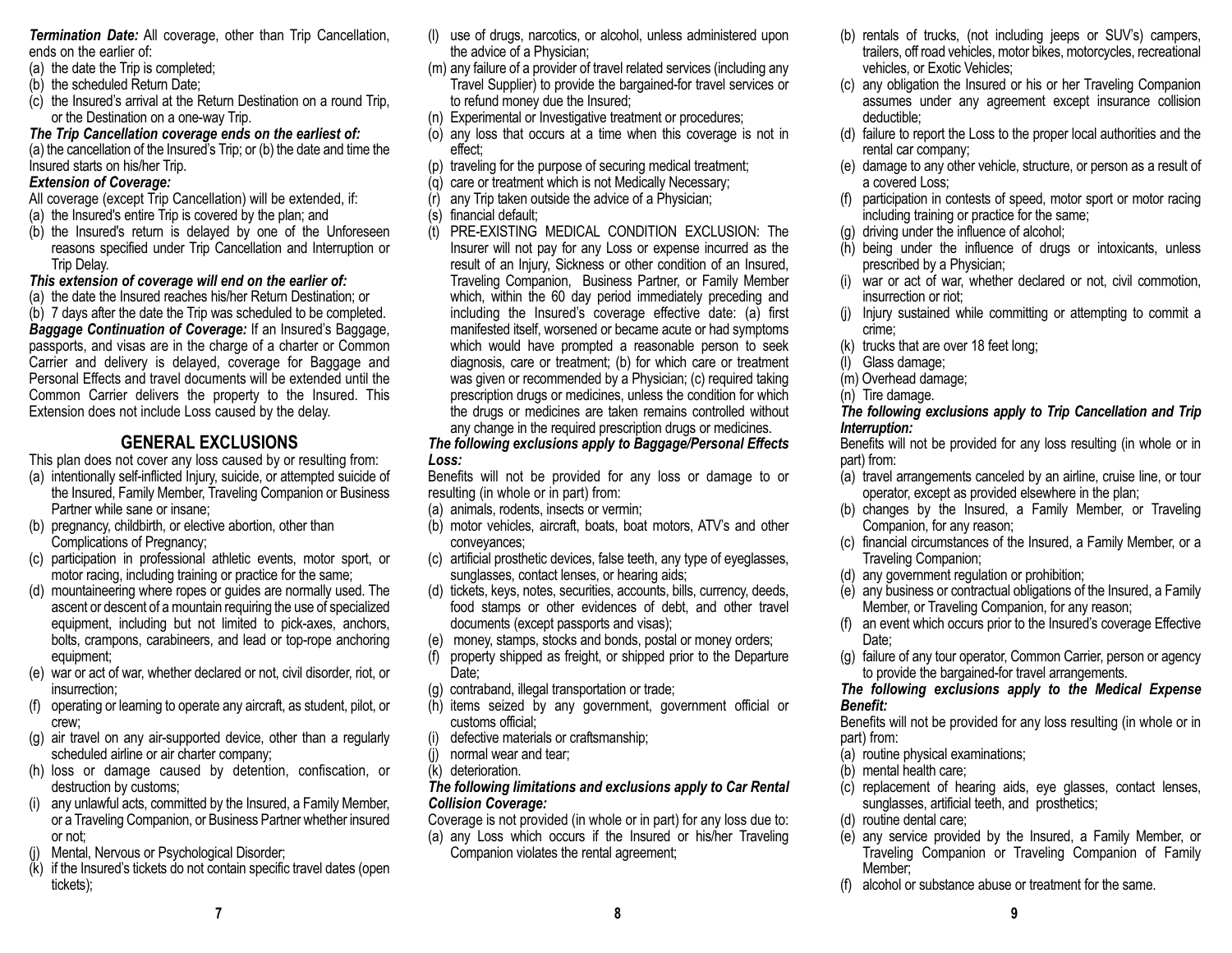***Termination Date:*** All coverage, other than Trip Cancellation, ends on the earlier of:

(a) the date the Trip is completed;
(b) the scheduled Return Date;
(c) the Insured's arrival at the Return Destination on a round Trip, or the Destination on a one-way Trip.

***The Trip Cancellation coverage ends on the earliest of:***

(a) the cancellation of the Insured's Trip; or (b) the date and time the Insured starts on his/her Trip.

***Extension of Coverage:***

All coverage (except Trip Cancellation) will be extended, if:

(a) the Insured's entire Trip is covered by the plan; and
(b) the Insured's return is delayed by one of the Unforeseen reasons specified under Trip Cancellation and Interruption or Trip Delay.

***This extension of coverage will end on the earlier of:***

(a) the date the Insured reaches his/her Return Destination; or
(b) 7 days after the date the Trip was scheduled to be completed.

***Baggage Continuation of Coverage:*** If an Insured's Baggage, passports, and visas are in the charge of a charter or Common Carrier and delivery is delayed, coverage for Baggage and Personal Effects and travel documents will be extended until the Common Carrier delivers the property to the Insured. This Extension does not include Loss caused by the delay.

## GENERAL EXCLUSIONS

This plan does not cover any loss caused by or resulting from:

(a) intentionally self-inflicted Injury, suicide, or attempted suicide of the Insured, Family Member, Traveling Companion or Business Partner while sane or insane;
(b) pregnancy, childbirth, or elective abortion, other than Complications of Pregnancy;
(c) participation in professional athletic events, motor sport, or motor racing, including training or practice for the same;
(d) mountaineering where ropes or guides are normally used. The ascent or descent of a mountain requiring the use of specialized equipment, including but not limited to pick-axes, anchors, bolts, crampons, carabineers, and lead or top-rope anchoring equipment;
(e) war or act of war, whether declared or not, civil disorder, riot, or insurrection;
(f) operating or learning to operate any aircraft, as student, pilot, or crew;
(g) air travel on any air-supported device, other than a regularly scheduled airline or air charter company;
(h) loss or damage caused by detention, confiscation, or destruction by customs;
(i) any unlawful acts, committed by the Insured, a Family Member, or a Traveling Companion, or Business Partner whether insured or not;
(j) Mental, Nervous or Psychological Disorder;
(k) if the Insured's tickets do not contain specific travel dates (open tickets);
(l) use of drugs, narcotics, or alcohol, unless administered upon the advice of a Physician;
(m) any failure of a provider of travel related services (including any Travel Supplier) to provide the bargained-for travel services or to refund money due the Insured;
(n) Experimental or Investigative treatment or procedures;
(o) any loss that occurs at a time when this coverage is not in effect;
(p) traveling for the purpose of securing medical treatment;
(q) care or treatment which is not Medically Necessary;
(r) any Trip taken outside the advice of a Physician;
(s) financial default;
(t) PRE-EXISTING MEDICAL CONDITION EXCLUSION: The Insurer will not pay for any Loss or expense incurred as the result of an Injury, Sickness or other condition of an Insured, Traveling Companion, Business Partner, or Family Member which, within the 60 day period immediately preceding and including the Insured's coverage effective date: (a) first manifested itself, worsened or became acute or had symptoms which would have prompted a reasonable person to seek diagnosis, care or treatment; (b) for which care or treatment was given or recommended by a Physician; (c) required taking prescription drugs or medicines, unless the condition for which the drugs or medicines are taken remains controlled without any change in the required prescription drugs or medicines.

***The following exclusions apply to Baggage/Personal Effects Loss:***

Benefits will not be provided for any loss or damage to or resulting (in whole or in part) from:

(a) animals, rodents, insects or vermin;
(b) motor vehicles, aircraft, boats, boat motors, ATV's and other conveyances;
(c) artificial prosthetic devices, false teeth, any type of eyeglasses, sunglasses, contact lenses, or hearing aids;
(d) tickets, keys, notes, securities, accounts, bills, currency, deeds, food stamps or other evidences of debt, and other travel documents (except passports and visas);
(e) money, stamps, stocks and bonds, postal or money orders;
(f) property shipped as freight, or shipped prior to the Departure Date;
(g) contraband, illegal transportation or trade;
(h) items seized by any government, government official or customs official;
(i) defective materials or craftsmanship;
(j) normal wear and tear;
(k) deterioration.

***The following limitations and exclusions apply to Car Rental Collision Coverage:***

Coverage is not provided (in whole or in part) for any loss due to:

(a) any Loss which occurs if the Insured or his/her Traveling Companion violates the rental agreement;
(b) rentals of trucks, (not including jeeps or SUV's) campers, trailers, off road vehicles, motor bikes, motorcycles, recreational vehicles, or Exotic Vehicles;
(c) any obligation the Insured or his or her Traveling Companion assumes under any agreement except insurance collision deductible;
(d) failure to report the Loss to the proper local authorities and the rental car company;
(e) damage to any other vehicle, structure, or person as a result of a covered Loss;
(f) participation in contests of speed, motor sport or motor racing including training or practice for the same;
(g) driving under the influence of alcohol;
(h) being under the influence of drugs or intoxicants, unless prescribed by a Physician;
(i) war or act of war, whether declared or not, civil commotion, insurrection or riot;
(j) Injury sustained while committing or attempting to commit a crime;
(k) trucks that are over 18 feet long;
(l) Glass damage;
(m) Overhead damage;
(n) Tire damage.

***The following exclusions apply to Trip Cancellation and Trip Interruption:***

Benefits will not be provided for any loss resulting (in whole or in part) from:

(a) travel arrangements canceled by an airline, cruise line, or tour operator, except as provided elsewhere in the plan;
(b) changes by the Insured, a Family Member, or Traveling Companion, for any reason;
(c) financial circumstances of the Insured, a Family Member, or a Traveling Companion;
(d) any government regulation or prohibition;
(e) any business or contractual obligations of the Insured, a Family Member, or Traveling Companion, for any reason;
(f) an event which occurs prior to the Insured's coverage Effective Date;
(g) failure of any tour operator, Common Carrier, person or agency to provide the bargained-for travel arrangements.

***The following exclusions apply to the Medical Expense Benefit:***

Benefits will not be provided for any loss resulting (in whole or in part) from:

(a) routine physical examinations;
(b) mental health care;
(c) replacement of hearing aids, eye glasses, contact lenses, sunglasses, artificial teeth, and prosthetics;
(d) routine dental care;
(e) any service provided by the Insured, a Family Member, or Traveling Companion or Traveling Companion of Family Member;
(f) alcohol or substance abuse or treatment for the same.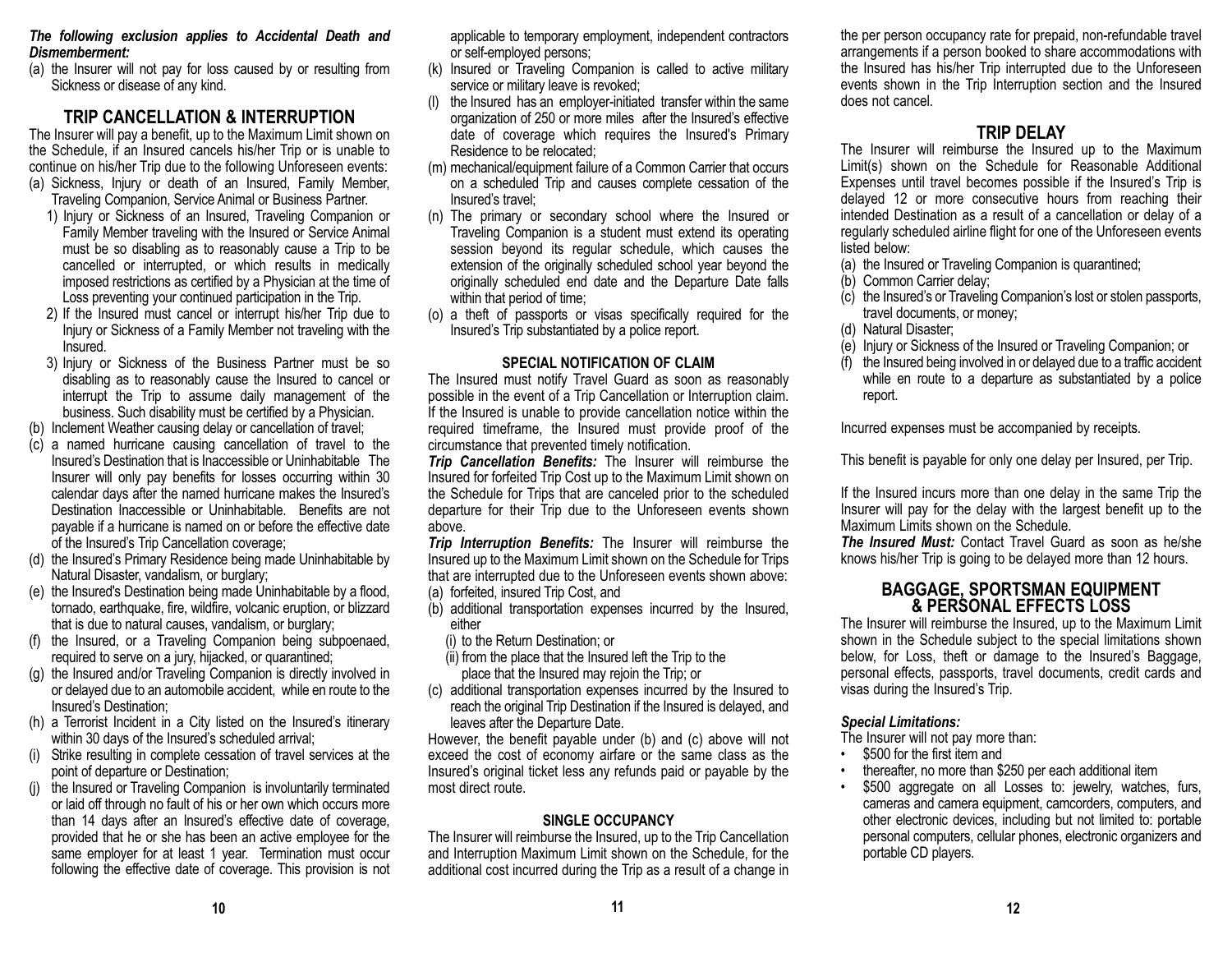***The following exclusion applies to Accidental Death and Dismemberment:***

(a) the Insurer will not pay for loss caused by or resulting from Sickness or disease of any kind.

## TRIP CANCELLATION & INTERRUPTION

The Insurer will pay a benefit, up to the Maximum Limit shown on the Schedule, if an Insured cancels his/her Trip or is unable to continue on his/her Trip due to the following Unforeseen events:

(a) Sickness, Injury or death of an Insured, Family Member, Traveling Companion, Service Animal or Business Partner.
   1) Injury or Sickness of an Insured, Traveling Companion or Family Member traveling with the Insured or Service Animal must be so disabling as to reasonably cause a Trip to be cancelled or interrupted, or which results in medically imposed restrictions as certified by a Physician at the time of Loss preventing your continued participation in the Trip.
   2) If the Insured must cancel or interrupt his/her Trip due to Injury or Sickness of a Family Member not traveling with the Insured.
   3) Injury or Sickness of the Business Partner must be so disabling as to reasonably cause the Insured to cancel or interrupt the Trip to assume daily management of the business. Such disability must be certified by a Physician.

(b) Inclement Weather causing delay or cancellation of travel;

(c) a named hurricane causing cancellation of travel to the Insured's Destination that is Inaccessible or Uninhabitable The Insurer will only pay benefits for losses occurring within 30 calendar days after the named hurricane makes the Insured's Destination Inaccessible or Uninhabitable. Benefits are not payable if a hurricane is named on or before the effective date of the Insured's Trip Cancellation coverage;

(d) the Insured's Primary Residence being made Uninhabitable by Natural Disaster, vandalism, or burglary;

(e) the Insured's Destination being made Uninhabitable by a flood, tornado, earthquake, fire, wildfire, volcanic eruption, or blizzard that is due to natural causes, vandalism, or burglary;

(f) the Insured, or a Traveling Companion being subpoenaed, required to serve on a jury, hijacked, or quarantined;

(g) the Insured and/or Traveling Companion is directly involved in or delayed due to an automobile accident, while en route to the Insured's Destination;

(h) a Terrorist Incident in a City listed on the Insured's itinerary within 30 days of the Insured's scheduled arrival;

(i) Strike resulting in complete cessation of travel services at the point of departure or Destination;

(j) the Insured or Traveling Companion is involuntarily terminated or laid off through no fault of his or her own which occurs more than 14 days after an Insured's effective date of coverage, provided that he or she has been an active employee for the same employer for at least 1 year. Termination must occur following the effective date of coverage. This provision is not applicable to temporary employment, independent contractors or self-employed persons;

(k) Insured or Traveling Companion is called to active military service or military leave is revoked;

(l) the Insured has an employer-initiated transfer within the same organization of 250 or more miles after the Insured's effective date of coverage which requires the Insured's Primary Residence to be relocated;

(m) mechanical/equipment failure of a Common Carrier that occurs on a scheduled Trip and causes complete cessation of the Insured's travel;

(n) The primary or secondary school where the Insured or Traveling Companion is a student must extend its operating session beyond its regular schedule, which causes the extension of the originally scheduled school year beyond the originally scheduled end date and the Departure Date falls within that period of time;

(o) a theft of passports or visas specifically required for the Insured's Trip substantiated by a police report.

### SPECIAL NOTIFICATION OF CLAIM

The Insured must notify Travel Guard as soon as reasonably possible in the event of a Trip Cancellation or Interruption claim. If the Insured is unable to provide cancellation notice within the required timeframe, the Insured must provide proof of the circumstance that prevented timely notification.

***Trip Cancellation Benefits:*** The Insurer will reimburse the Insured for forfeited Trip Cost up to the Maximum Limit shown on the Schedule for Trips that are canceled prior to the scheduled departure for their Trip due to the Unforeseen events shown above.

***Trip Interruption Benefits:*** The Insurer will reimburse the Insured up to the Maximum Limit shown on the Schedule for Trips that are interrupted due to the Unforeseen events shown above:

(a) forfeited, insured Trip Cost, and
(b) additional transportation expenses incurred by the Insured, either
   (i) to the Return Destination; or
   (ii) from the place that the Insured left the Trip to the place that the Insured may rejoin the Trip; or
(c) additional transportation expenses incurred by the Insured to reach the original Trip Destination if the Insured is delayed, and leaves after the Departure Date.

However, the benefit payable under (b) and (c) above will not exceed the cost of economy airfare or the same class as the Insured's original ticket less any refunds paid or payable by the most direct route.

### SINGLE OCCUPANCY

The Insurer will reimburse the Insured, up to the Trip Cancellation and Interruption Maximum Limit shown on the Schedule, for the additional cost incurred during the Trip as a result of a change in the per person occupancy rate for prepaid, non-refundable travel arrangements if a person booked to share accommodations with the Insured has his/her Trip interrupted due to the Unforeseen events shown in the Trip Interruption section and the Insured does not cancel.

## TRIP DELAY

The Insurer will reimburse the Insured up to the Maximum Limit(s) shown on the Schedule for Reasonable Additional Expenses until travel becomes possible if the Insured's Trip is delayed 12 or more consecutive hours from reaching their intended Destination as a result of a cancellation or delay of a regularly scheduled airline flight for one of the Unforeseen events listed below:

(a) the Insured or Traveling Companion is quarantined;
(b) Common Carrier delay;
(c) the Insured's or Traveling Companion's lost or stolen passports, travel documents, or money;
(d) Natural Disaster;
(e) Injury or Sickness of the Insured or Traveling Companion; or
(f) the Insured being involved in or delayed due to a traffic accident while en route to a departure as substantiated by a police report.

Incurred expenses must be accompanied by receipts.

This benefit is payable for only one delay per Insured, per Trip.

If the Insured incurs more than one delay in the same Trip the Insurer will pay for the delay with the largest benefit up to the Maximum Limits shown on the Schedule.

***The Insured Must:*** Contact Travel Guard as soon as he/she knows his/her Trip is going to be delayed more than 12 hours.

## BAGGAGE, SPORTSMAN EQUIPMENT & PERSONAL EFFECTS LOSS

The Insurer will reimburse the Insured, up to the Maximum Limit shown in the Schedule subject to the special limitations shown below, for Loss, theft or damage to the Insured's Baggage, personal effects, passports, travel documents, credit cards and visas during the Insured's Trip.

***Special Limitations:***

The Insurer will not pay more than:

- $500 for the first item and
- thereafter, no more than $250 per each additional item
- $500 aggregate on all Losses to: jewelry, watches, furs, cameras and camera equipment, camcorders, computers, and other electronic devices, including but not limited to: portable personal computers, cellular phones, electronic organizers and portable CD players.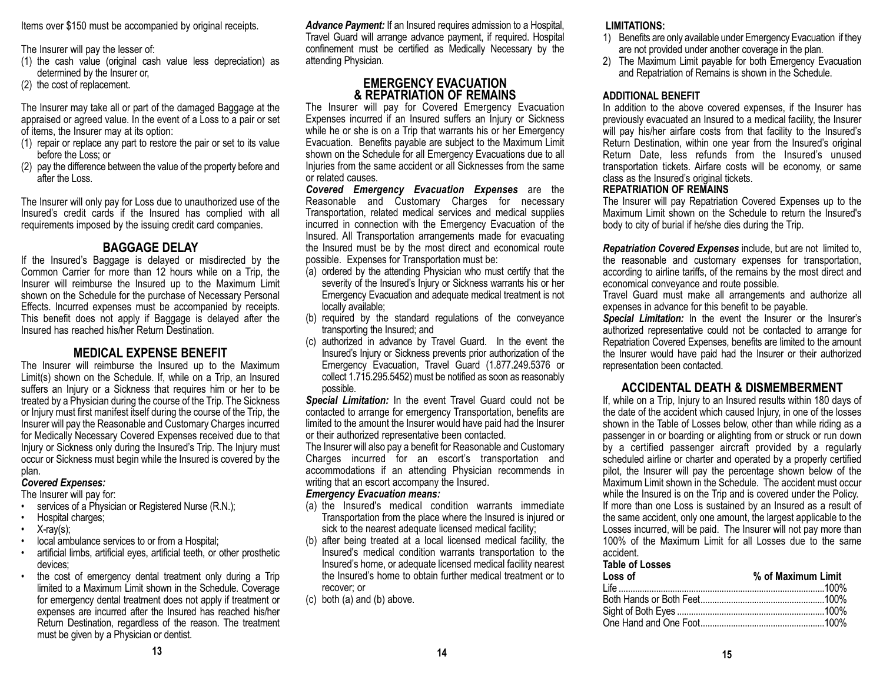Items over $150 must be accompanied by original receipts.

The Insurer will pay the lesser of:

(1) the cash value (original cash value less depreciation) as determined by the Insurer or,
(2) the cost of replacement.

The Insurer may take all or part of the damaged Baggage at the appraised or agreed value. In the event of a Loss to a pair or set of items, the Insurer may at its option:

(1) repair or replace any part to restore the pair or set to its value before the Loss; or
(2) pay the difference between the value of the property before and after the Loss.

The Insurer will only pay for Loss due to unauthorized use of the Insured's credit cards if the Insured has complied with all requirements imposed by the issuing credit card companies.

## BAGGAGE DELAY

If the Insured's Baggage is delayed or misdirected by the Common Carrier for more than 12 hours while on a Trip, the Insurer will reimburse the Insured up to the Maximum Limit shown on the Schedule for the purchase of Necessary Personal Effects. Incurred expenses must be accompanied by receipts. This benefit does not apply if Baggage is delayed after the Insured has reached his/her Return Destination.

## MEDICAL EXPENSE BENEFIT

The Insurer will reimburse the Insured up to the Maximum Limit(s) shown on the Schedule. If, while on a Trip, an Insured suffers an Injury or a Sickness that requires him or her to be treated by a Physician during the course of the Trip. The Sickness or Injury must first manifest itself during the course of the Trip, the Insurer will pay the Reasonable and Customary Charges incurred for Medically Necessary Covered Expenses received due to that Injury or Sickness only during the Insured's Trip. The Injury must occur or Sickness must begin while the Insured is covered by the plan.

***Covered Expenses:***

The Insurer will pay for:

- services of a Physician or Registered Nurse (R.N.);
- Hospital charges;
- X-ray(s);
- local ambulance services to or from a Hospital;
- artificial limbs, artificial eyes, artificial teeth, or other prosthetic devices;
- the cost of emergency dental treatment only during a Trip limited to a Maximum Limit shown in the Schedule. Coverage for emergency dental treatment does not apply if treatment or expenses are incurred after the Insured has reached his/her Return Destination, regardless of the reason. The treatment must be given by a Physician or dentist.

***Advance Payment:*** If an Insured requires admission to a Hospital, Travel Guard will arrange advance payment, if required. Hospital confinement must be certified as Medically Necessary by the attending Physician.

## EMERGENCY EVACUATION & REPATRIATION OF REMAINS

The Insurer will pay for Covered Emergency Evacuation Expenses incurred if an Insured suffers an Injury or Sickness while he or she is on a Trip that warrants his or her Emergency Evacuation. Benefits payable are subject to the Maximum Limit shown on the Schedule for all Emergency Evacuations due to all Injuries from the same accident or all Sicknesses from the same or related causes.

***Covered Emergency Evacuation Expenses*** are the Reasonable and Customary Charges for necessary Transportation, related medical services and medical supplies incurred in connection with the Emergency Evacuation of the Insured. All Transportation arrangements made for evacuating the Insured must be by the most direct and economical route possible. Expenses for Transportation must be:

(a) ordered by the attending Physician who must certify that the severity of the Insured's Injury or Sickness warrants his or her Emergency Evacuation and adequate medical treatment is not locally available;
(b) required by the standard regulations of the conveyance transporting the Insured; and
(c) authorized in advance by Travel Guard. In the event the Insured's Injury or Sickness prevents prior authorization of the Emergency Evacuation, Travel Guard (1.877.249.5376 or collect 1.715.295.5452) must be notified as soon as reasonably possible.

***Special Limitation:*** In the event Travel Guard could not be contacted to arrange for emergency Transportation, benefits are limited to the amount the Insurer would have paid had the Insurer or their authorized representative been contacted.

The Insurer will also pay a benefit for Reasonable and Customary Charges incurred for an escort's transportation and accommodations if an attending Physician recommends in writing that an escort accompany the Insured.

***Emergency Evacuation means:***

(a) the Insured's medical condition warrants immediate Transportation from the place where the Insured is injured or sick to the nearest adequate licensed medical facility;
(b) after being treated at a local licensed medical facility, the Insured's medical condition warrants transportation to the Insured's home, or adequate licensed medical facility nearest the Insured's home to obtain further medical treatment or to recover; or
(c) both (a) and (b) above.

**LIMITATIONS:**

1) Benefits are only available under Emergency Evacuation if they are not provided under another coverage in the plan.
2) The Maximum Limit payable for both Emergency Evacuation and Repatriation of Remains is shown in the Schedule.

**ADDITIONAL BENEFIT**

In addition to the above covered expenses, if the Insurer has previously evacuated an Insured to a medical facility, the Insurer will pay his/her airfare costs from that facility to the Insured's Return Destination, within one year from the Insured's original Return Date, less refunds from the Insured's unused transportation tickets. Airfare costs will be economy, or same class as the Insured's original tickets.

**REPATRIATION OF REMAINS**

The Insurer will pay Repatriation Covered Expenses up to the Maximum Limit shown on the Schedule to return the Insured's body to city of burial if he/she dies during the Trip.

***Repatriation Covered Expenses*** include, but are not limited to, the reasonable and customary expenses for transportation, according to airline tariffs, of the remains by the most direct and economical conveyance and route possible.

Travel Guard must make all arrangements and authorize all expenses in advance for this benefit to be payable.

***Special Limitation:*** In the event the Insurer or the Insurer's authorized representative could not be contacted to arrange for Repatriation Covered Expenses, benefits are limited to the amount the Insurer would have paid had the Insurer or their authorized representation been contacted.

## ACCIDENTAL DEATH & DISMEMBERMENT

If, while on a Trip, Injury to an Insured results within 180 days of the date of the accident which caused Injury, in one of the losses shown in the Table of Losses below, other than while riding as a passenger in or boarding or alighting from or struck or run down by a certified passenger aircraft provided by a regularly scheduled airline or charter and operated by a properly certified pilot, the Insurer will pay the percentage shown below of the Maximum Limit shown in the Schedule. The accident must occur while the Insured is on the Trip and is covered under the Policy.

If more than one Loss is sustained by an Insured as a result of the same accident, only one amount, the largest applicable to the Losses incurred, will be paid. The Insurer will not pay more than 100% of the Maximum Limit for all Losses due to the same accident.

**Table of Losses**

| Loss of | % of Maximum Limit |
|---|---|
| Life | 100% |
| Both Hands or Both Feet | 100% |
| Sight of Both Eyes | 100% |
| One Hand and One Foot | 100% |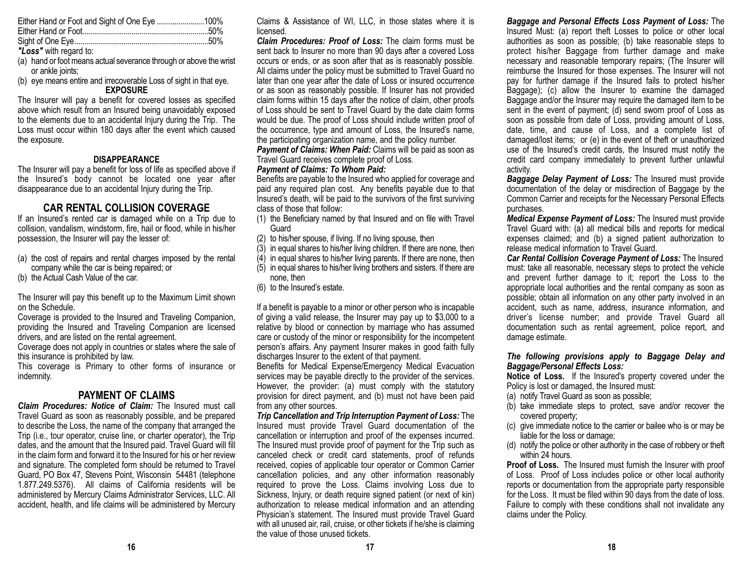| | |
|---|---|
| Either Hand or Foot and Sight of One Eye | 100% |
| Either Hand or Foot | 50% |
| Sight of One Eye | 50% |

***"Loss"*** with regard to:

(a) hand or foot means actual severance through or above the wrist or ankle joints;
(b) eye means entire and irrecoverable Loss of sight in that eye.

**EXPOSURE**

The Insurer will pay a benefit for covered losses as specified above which result from an Insured being unavoidably exposed to the elements due to an accidental Injury during the Trip. The Loss must occur within 180 days after the event which caused the exposure.

**DISAPPEARANCE**

The Insurer will pay a benefit for loss of life as specified above if the Insured's body cannot be located one year after disappearance due to an accidental Injury during the Trip.

## CAR RENTAL COLLISION COVERAGE

If an Insured's rented car is damaged while on a Trip due to collision, vandalism, windstorm, fire, hail or flood, while in his/her possession, the Insurer will pay the lesser of:

(a) the cost of repairs and rental charges imposed by the rental company while the car is being repaired; or
(b) the Actual Cash Value of the car.

The Insurer will pay this benefit up to the Maximum Limit shown on the Schedule.

Coverage is provided to the Insured and Traveling Companion, providing the Insured and Traveling Companion are licensed drivers, and are listed on the rental agreement.

Coverage does not apply in countries or states where the sale of this insurance is prohibited by law.

This coverage is Primary to other forms of insurance or indemnity.

## PAYMENT OF CLAIMS

***Claim Procedures: Notice of Claim:*** The Insured must call Travel Guard as soon as reasonably possible, and be prepared to describe the Loss, the name of the company that arranged the Trip (i.e., tour operator, cruise line, or charter operator), the Trip dates, and the amount that the Insured paid. Travel Guard will fill in the claim form and forward it to the Insured for his or her review and signature. The completed form should be returned to Travel Guard, PO Box 47, Stevens Point, Wisconsin 54481 (telephone 1.877.249.5376). All claims of California residents will be administered by Mercury Claims Administrator Services, LLC. All accident, health, and life claims will be administered by Mercury Claims & Assistance of WI, LLC, in those states where it is licensed.

***Claim Procedures: Proof of Loss:*** The claim forms must be sent back to Insurer no more than 90 days after a covered Loss occurs or ends, or as soon after that as is reasonably possible. All claims under the policy must be submitted to Travel Guard no later than one year after the date of Loss or insured occurrence or as soon as reasonably possible. If Insurer has not provided claim forms within 15 days after the notice of claim, other proofs of Loss should be sent to Travel Guard by the date claim forms would be due. The proof of Loss should include written proof of the occurrence, type and amount of Loss, the Insured's name, the participating organization name, and the policy number.

***Payment of Claims: When Paid:*** Claims will be paid as soon as Travel Guard receives complete proof of Loss.

***Payment of Claims: To Whom Paid:***

Benefits are payable to the Insured who applied for coverage and paid any required plan cost. Any benefits payable due to that Insured's death, will be paid to the survivors of the first surviving class of those that follow:

(1) the Beneficiary named by that Insured and on file with Travel Guard
(2) to his/her spouse, if living. If no living spouse, then
(3) in equal shares to his/her living children. If there are none, then
(4) in equal shares to his/her living parents. If there are none, then
(5) in equal shares to his/her living brothers and sisters. If there are none, then
(6) to the Insured's estate.

If a benefit is payable to a minor or other person who is incapable of giving a valid release, the Insurer may pay up to $3,000 to a relative by blood or connection by marriage who has assumed care or custody of the minor or responsibility for the incompetent person's affairs. Any payment Insurer makes in good faith fully discharges Insurer to the extent of that payment.

Benefits for Medical Expense/Emergency Medical Evacuation services may be payable directly to the provider of the services. However, the provider: (a) must comply with the statutory provision for direct payment, and (b) must not have been paid from any other sources.

***Trip Cancellation and Trip Interruption Payment of Loss:*** The Insured must provide Travel Guard documentation of the cancellation or interruption and proof of the expenses incurred. The Insured must provide proof of payment for the Trip such as canceled check or credit card statements, proof of refunds received, copies of applicable tour operator or Common Carrier cancellation policies, and any other information reasonably required to prove the Loss. Claims involving Loss due to Sickness, Injury, or death require signed patient (or next of kin) authorization to release medical information and an attending Physician's statement. The Insured must provide Travel Guard with all unused air, rail, cruise, or other tickets if he/she is claiming the value of those unused tickets.

***Baggage and Personal Effects Loss Payment of Loss:*** The Insured Must: (a) report theft Losses to police or other local authorities as soon as possible; (b) take reasonable steps to protect his/her Baggage from further damage and make necessary and reasonable temporary repairs; (The Insurer will reimburse the Insured for those expenses. The Insurer will not pay for further damage if the Insured fails to protect his/her Baggage); (c) allow the Insurer to examine the damaged Baggage and/or the Insurer may require the damaged item to be sent in the event of payment; (d) send sworn proof of Loss as soon as possible from date of Loss, providing amount of Loss, date, time, and cause of Loss, and a complete list of damaged/lost items; or (e) in the event of theft or unauthorized use of the Insured's credit cards, the Insured must notify the credit card company immediately to prevent further unlawful activity.

***Baggage Delay Payment of Loss:*** The Insured must provide documentation of the delay or misdirection of Baggage by the Common Carrier and receipts for the Necessary Personal Effects purchases.

***Medical Expense Payment of Loss:*** The Insured must provide Travel Guard with: (a) all medical bills and reports for medical expenses claimed; and (b) a signed patient authorization to release medical information to Travel Guard.

***Car Rental Collision Coverage Payment of Loss:*** The Insured must: take all reasonable, necessary steps to protect the vehicle and prevent further damage to it; report the Loss to the appropriate local authorities and the rental company as soon as possible; obtain all information on any other party involved in an accident, such as name, address, insurance information, and driver's license number; and provide Travel Guard all documentation such as rental agreement, police report, and damage estimate.

***The following provisions apply to Baggage Delay and Baggage/Personal Effects Loss:***

**Notice of Loss.** If the Insured's property covered under the Policy is lost or damaged, the Insured must:

(a) notify Travel Guard as soon as possible;
(b) take immediate steps to protect, save and/or recover the covered property;
(c) give immediate notice to the carrier or bailee who is or may be liable for the loss or damage;
(d) notify the police or other authority in the case of robbery or theft within 24 hours.

**Proof of Loss.** The Insured must furnish the Insurer with proof of Loss. Proof of Loss includes police or other local authority reports or documentation from the appropriate party responsible for the Loss. It must be filed within 90 days from the date of loss. Failure to comply with these conditions shall not invalidate any claims under the Policy.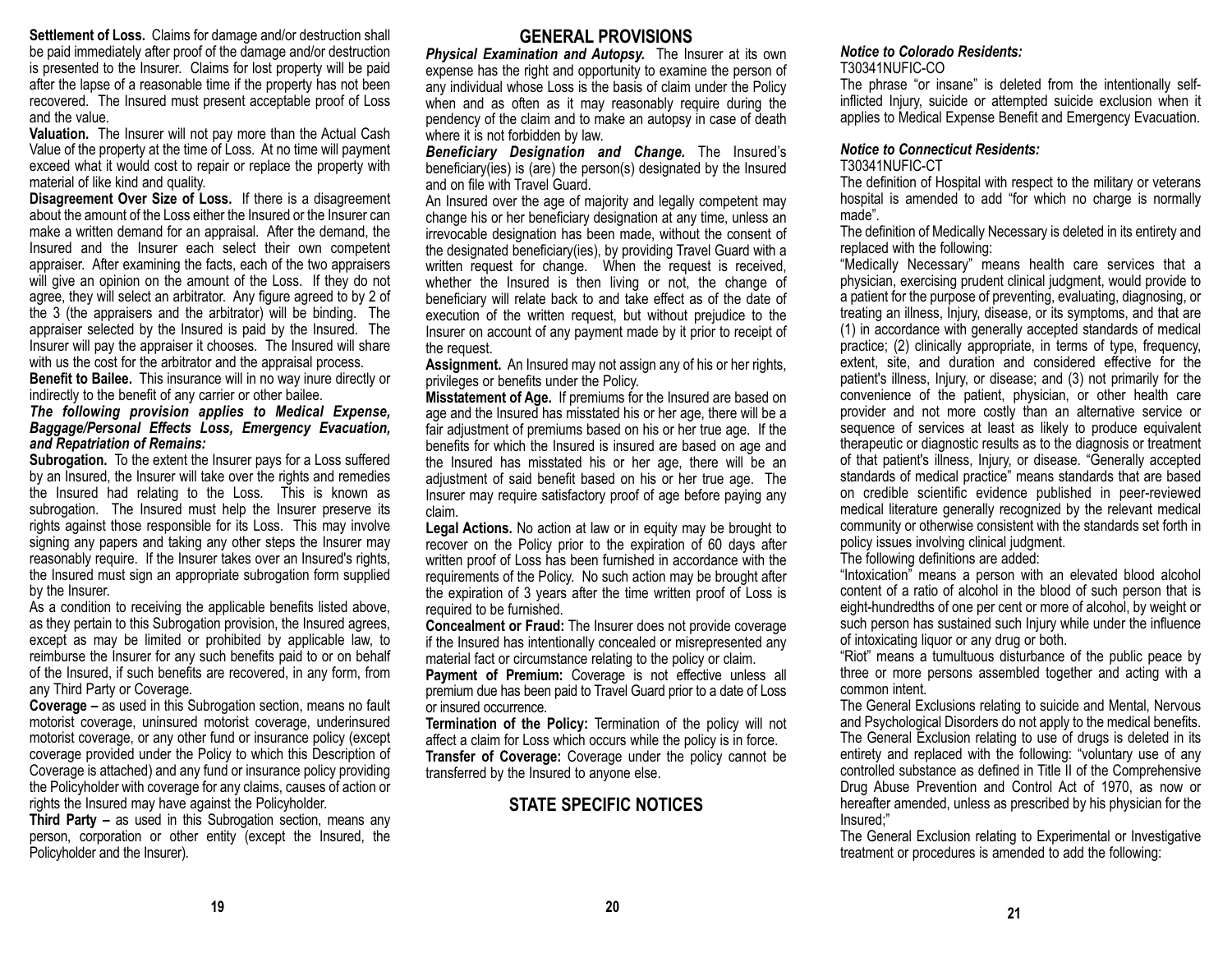**Settlement of Loss.** Claims for damage and/or destruction shall be paid immediately after proof of the damage and/or destruction is presented to the Insurer. Claims for lost property will be paid after the lapse of a reasonable time if the property has not been recovered. The Insured must present acceptable proof of Loss and the value.

**Valuation.** The Insurer will not pay more than the Actual Cash Value of the property at the time of Loss. At no time will payment exceed what it would cost to repair or replace the property with material of like kind and quality.

**Disagreement Over Size of Loss.** If there is a disagreement about the amount of the Loss either the Insured or the Insurer can make a written demand for an appraisal. After the demand, the Insured and the Insurer each select their own competent appraiser. After examining the facts, each of the two appraisers will give an opinion on the amount of the Loss. If they do not agree, they will select an arbitrator. Any figure agreed to by 2 of the 3 (the appraisers and the arbitrator) will be binding. The appraiser selected by the Insured is paid by the Insured. The Insurer will pay the appraiser it chooses. The Insured will share with us the cost for the arbitrator and the appraisal process.

**Benefit to Bailee.** This insurance will in no way inure directly or indirectly to the benefit of any carrier or other bailee.

***The following provision applies to Medical Expense, Baggage/Personal Effects Loss, Emergency Evacuation, and Repatriation of Remains:***

**Subrogation.** To the extent the Insurer pays for a Loss suffered by an Insured, the Insurer will take over the rights and remedies the Insured had relating to the Loss. This is known as subrogation. The Insured must help the Insurer preserve its rights against those responsible for its Loss. This may involve signing any papers and taking any other steps the Insurer may reasonably require. If the Insurer takes over an Insured's rights, the Insured must sign an appropriate subrogation form supplied by the Insurer.

As a condition to receiving the applicable benefits listed above, as they pertain to this Subrogation provision, the Insured agrees, except as may be limited or prohibited by applicable law, to reimburse the Insurer for any such benefits paid to or on behalf of the Insured, if such benefits are recovered, in any form, from any Third Party or Coverage.

**Coverage –** as used in this Subrogation section, means no fault motorist coverage, uninsured motorist coverage, underinsured motorist coverage, or any other fund or insurance policy (except coverage provided under the Policy to which this Description of Coverage is attached) and any fund or insurance policy providing the Policyholder with coverage for any claims, causes of action or rights the Insured may have against the Policyholder.

**Third Party –** as used in this Subrogation section, means any person, corporation or other entity (except the Insured, the Policyholder and the Insurer).

## GENERAL PROVISIONS

***Physical Examination and Autopsy.*** The Insurer at its own expense has the right and opportunity to examine the person of any individual whose Loss is the basis of claim under the Policy when and as often as it may reasonably require during the pendency of the claim and to make an autopsy in case of death where it is not forbidden by law.

***Beneficiary Designation and Change.*** The Insured's beneficiary(ies) is (are) the person(s) designated by the Insured and on file with Travel Guard.

An Insured over the age of majority and legally competent may change his or her beneficiary designation at any time, unless an irrevocable designation has been made, without the consent of the designated beneficiary(ies), by providing Travel Guard with a written request for change. When the request is received, whether the Insured is then living or not, the change of beneficiary will relate back to and take effect as of the date of execution of the written request, but without prejudice to the Insurer on account of any payment made by it prior to receipt of the request.

**Assignment.** An Insured may not assign any of his or her rights, privileges or benefits under the Policy.

**Misstatement of Age.** If premiums for the Insured are based on age and the Insured has misstated his or her age, there will be a fair adjustment of premiums based on his or her true age. If the benefits for which the Insured is insured are based on age and the Insured has misstated his or her age, there will be an adjustment of said benefit based on his or her true age. The Insurer may require satisfactory proof of age before paying any claim.

**Legal Actions.** No action at law or in equity may be brought to recover on the Policy prior to the expiration of 60 days after written proof of Loss has been furnished in accordance with the requirements of the Policy. No such action may be brought after the expiration of 3 years after the time written proof of Loss is required to be furnished.

**Concealment or Fraud:** The Insurer does not provide coverage if the Insured has intentionally concealed or misrepresented any material fact or circumstance relating to the policy or claim.

**Payment of Premium:** Coverage is not effective unless all premium due has been paid to Travel Guard prior to a date of Loss or insured occurrence.

**Termination of the Policy:** Termination of the policy will not affect a claim for Loss which occurs while the policy is in force.

**Transfer of Coverage:** Coverage under the policy cannot be transferred by the Insured to anyone else.

## STATE SPECIFIC NOTICES

***Notice to Colorado Residents:***

T30341NUFIC-CO

The phrase "or insane" is deleted from the intentionally self-inflicted Injury, suicide or attempted suicide exclusion when it applies to Medical Expense Benefit and Emergency Evacuation.

***Notice to Connecticut Residents:***

T30341NUFIC-CT

The definition of Hospital with respect to the military or veterans hospital is amended to add "for which no charge is normally made".

The definition of Medically Necessary is deleted in its entirety and replaced with the following:

"Medically Necessary" means health care services that a physician, exercising prudent clinical judgment, would provide to a patient for the purpose of preventing, evaluating, diagnosing, or treating an illness, Injury, disease, or its symptoms, and that are (1) in accordance with generally accepted standards of medical practice; (2) clinically appropriate, in terms of type, frequency, extent, site, and duration and considered effective for the patient's illness, Injury, or disease; and (3) not primarily for the convenience of the patient, physician, or other health care provider and not more costly than an alternative service or sequence of services at least as likely to produce equivalent therapeutic or diagnostic results as to the diagnosis or treatment of that patient's illness, Injury, or disease. "Generally accepted standards of medical practice" means standards that are based on credible scientific evidence published in peer-reviewed medical literature generally recognized by the relevant medical community or otherwise consistent with the standards set forth in policy issues involving clinical judgment.

The following definitions are added:

"Intoxication" means a person with an elevated blood alcohol content of a ratio of alcohol in the blood of such person that is eight-hundredths of one per cent or more of alcohol, by weight or such person has sustained such Injury while under the influence of intoxicating liquor or any drug or both.

"Riot" means a tumultuous disturbance of the public peace by three or more persons assembled together and acting with a common intent.

The General Exclusions relating to suicide and Mental, Nervous and Psychological Disorders do not apply to the medical benefits. The General Exclusion relating to use of drugs is deleted in its entirety and replaced with the following: "voluntary use of any controlled substance as defined in Title II of the Comprehensive Drug Abuse Prevention and Control Act of 1970, as now or hereafter amended, unless as prescribed by his physician for the Insured;"

The General Exclusion relating to Experimental or Investigative treatment or procedures is amended to add the following: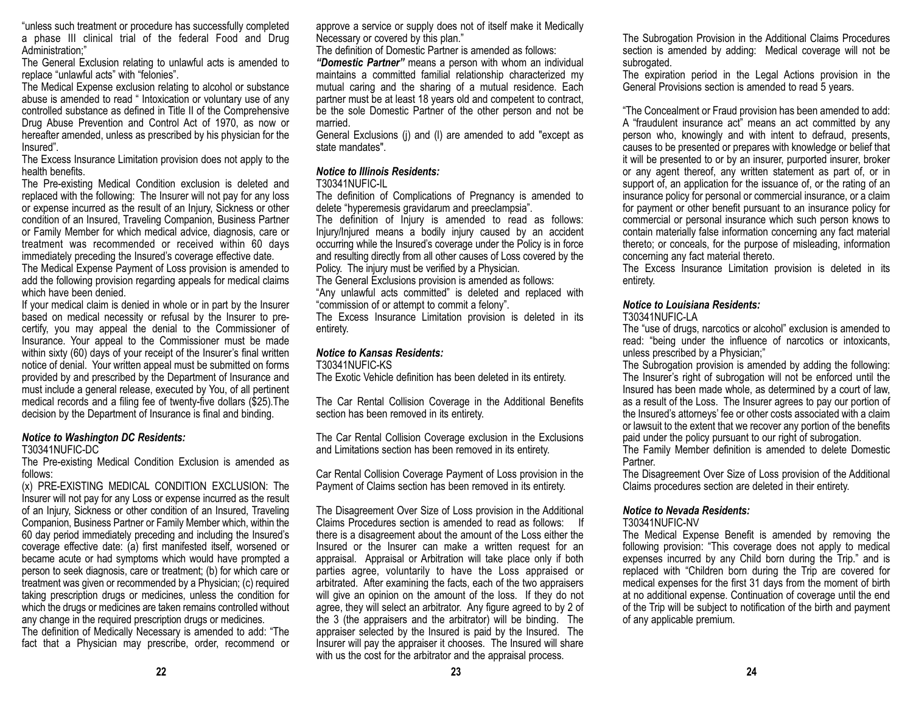"unless such treatment or procedure has successfully completed a phase III clinical trial of the federal Food and Drug Administration;"

The General Exclusion relating to unlawful acts is amended to replace "unlawful acts" with "felonies".

The Medical Expense exclusion relating to alcohol or substance abuse is amended to read " Intoxication or voluntary use of any controlled substance as defined in Title II of the Comprehensive Drug Abuse Prevention and Control Act of 1970, as now or hereafter amended, unless as prescribed by his physician for the Insured".

The Excess Insurance Limitation provision does not apply to the health benefits.

The Pre-existing Medical Condition exclusion is deleted and replaced with the following: The Insurer will not pay for any loss or expense incurred as the result of an Injury, Sickness or other condition of an Insured, Traveling Companion, Business Partner or Family Member for which medical advice, diagnosis, care or treatment was recommended or received within 60 days immediately preceding the Insured's coverage effective date.

The Medical Expense Payment of Loss provision is amended to add the following provision regarding appeals for medical claims which have been denied.

If your medical claim is denied in whole or in part by the Insurer based on medical necessity or refusal by the Insurer to pre-certify, you may appeal the denial to the Commissioner of Insurance. Your appeal to the Commissioner must be made within sixty (60) days of your receipt of the Insurer's final written notice of denial. Your written appeal must be submitted on forms provided by and prescribed by the Department of Insurance and must include a general release, executed by You, of all pertinent medical records and a filing fee of twenty-five dollars ($25).The decision by the Department of Insurance is final and binding.

### *Notice to Washington DC Residents:*

T30341NUFIC-DC

The Pre-existing Medical Condition Exclusion is amended as follows:

(x) PRE-EXISTING MEDICAL CONDITION EXCLUSION: The Insurer will not pay for any Loss or expense incurred as the result of an Injury, Sickness or other condition of an Insured, Traveling Companion, Business Partner or Family Member which, within the 60 day period immediately preceding and including the Insured's coverage effective date: (a) first manifested itself, worsened or became acute or had symptoms which would have prompted a person to seek diagnosis, care or treatment; (b) for which care or treatment was given or recommended by a Physician; (c) required taking prescription drugs or medicines, unless the condition for which the drugs or medicines are taken remains controlled without any change in the required prescription drugs or medicines.

The definition of Medically Necessary is amended to add: "The fact that a Physician may prescribe, order, recommend or approve a service or supply does not of itself make it Medically Necessary or covered by this plan."

The definition of Domestic Partner is amended as follows:

***"Domestic Partner"*** means a person with whom an individual maintains a committed familial relationship characterized my mutual caring and the sharing of a mutual residence. Each partner must be at least 18 years old and competent to contract, be the sole Domestic Partner of the other person and not be married.

General Exclusions (j) and (l) are amended to add "except as state mandates".

### *Notice to Illinois Residents:*

T30341NUFIC-IL

The definition of Complications of Pregnancy is amended to delete "hyperemesis gravidarum and preeclampsia".

The definition of Injury is amended to read as follows: Injury/Injured means a bodily injury caused by an accident occurring while the Insured's coverage under the Policy is in force and resulting directly from all other causes of Loss covered by the Policy. The injury must be verified by a Physician.

The General Exclusions provision is amended as follows:

"Any unlawful acts committed" is deleted and replaced with "commission of or attempt to commit a felony".

The Excess Insurance Limitation provision is deleted in its entirety.

### *Notice to Kansas Residents:*

T30341NUFIC-KS

The Exotic Vehicle definition has been deleted in its entirety.

The Car Rental Collision Coverage in the Additional Benefits section has been removed in its entirety.

The Car Rental Collision Coverage exclusion in the Exclusions and Limitations section has been removed in its entirety.

Car Rental Collision Coverage Payment of Loss provision in the Payment of Claims section has been removed in its entirety.

The Disagreement Over Size of Loss provision in the Additional Claims Procedures section is amended to read as follows: If there is a disagreement about the amount of the Loss either the Insured or the Insurer can make a written request for an appraisal. Appraisal or Arbitration will take place only if both parties agree, voluntarily to have the Loss appraised or arbitrated. After examining the facts, each of the two appraisers will give an opinion on the amount of the loss. If they do not agree, they will select an arbitrator. Any figure agreed to by 2 of the 3 (the appraisers and the arbitrator) will be binding. The appraiser selected by the Insured is paid by the Insured. The Insurer will pay the appraiser it chooses. The Insured will share with us the cost for the arbitrator and the appraisal process.

The Subrogation Provision in the Additional Claims Procedures section is amended by adding: Medical coverage will not be subrogated.

The expiration period in the Legal Actions provision in the General Provisions section is amended to read 5 years.

"The Concealment or Fraud provision has been amended to add: A "fraudulent insurance act" means an act committed by any person who, knowingly and with intent to defraud, presents, causes to be presented or prepares with knowledge or belief that it will be presented to or by an insurer, purported insurer, broker or any agent thereof, any written statement as part of, or in support of, an application for the issuance of, or the rating of an insurance policy for personal or commercial insurance, or a claim for payment or other benefit pursuant to an insurance policy for commercial or personal insurance which such person knows to contain materially false information concerning any fact material thereto; or conceals, for the purpose of misleading, information concerning any fact material thereto.

The Excess Insurance Limitation provision is deleted in its entirety.

### *Notice to Louisiana Residents:*

T30341NUFIC-LA

The "use of drugs, narcotics or alcohol" exclusion is amended to read: "being under the influence of narcotics or intoxicants, unless prescribed by a Physician;"

The Subrogation provision is amended by adding the following: The Insurer's right of subrogation will not be enforced until the Insured has been made whole, as determined by a court of law, as a result of the Loss. The Insurer agrees to pay our portion of the Insured's attorneys' fee or other costs associated with a claim or lawsuit to the extent that we recover any portion of the benefits paid under the policy pursuant to our right of subrogation.

The Family Member definition is amended to delete Domestic Partner.

The Disagreement Over Size of Loss provision of the Additional Claims procedures section are deleted in their entirety.

### *Notice to Nevada Residents:*

T30341NUFIC-NV

The Medical Expense Benefit is amended by removing the following provision: "This coverage does not apply to medical expenses incurred by any Child born during the Trip." and is replaced with "Children born during the Trip are covered for medical expenses for the first 31 days from the moment of birth at no additional expense. Continuation of coverage until the end of the Trip will be subject to notification of the birth and payment of any applicable premium.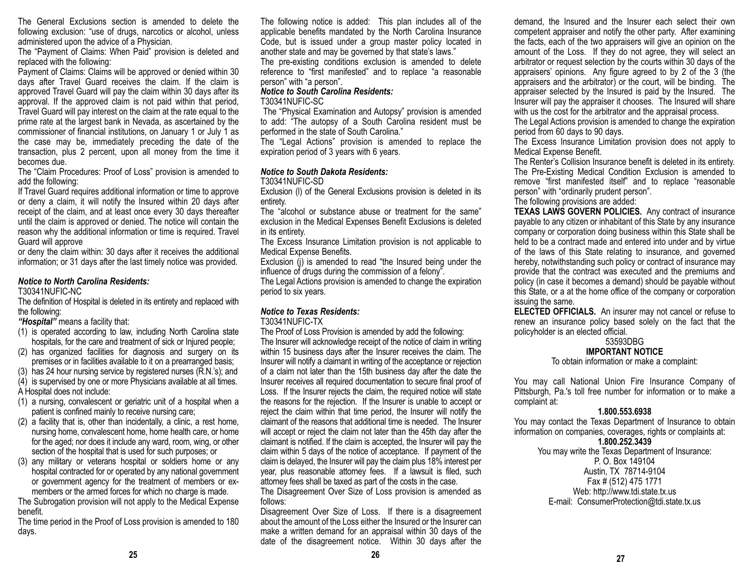The General Exclusions section is amended to delete the following exclusion: "use of drugs, narcotics or alcohol, unless administered upon the advice of a Physician.

The "Payment of Claims: When Paid" provision is deleted and replaced with the following:

Payment of Claims: Claims will be approved or denied within 30 days after Travel Guard receives the claim. If the claim is approved Travel Guard will pay the claim within 30 days after its approval. If the approved claim is not paid within that period, Travel Guard will pay interest on the claim at the rate equal to the prime rate at the largest bank in Nevada, as ascertained by the commissioner of financial institutions, on January 1 or July 1 as the case may be, immediately preceding the date of the transaction, plus 2 percent, upon all money from the time it becomes due.

The "Claim Procedures: Proof of Loss" provision is amended to add the following:

If Travel Guard requires additional information or time to approve or deny a claim, it will notify the Insured within 20 days after receipt of the claim, and at least once every 30 days thereafter until the claim is approved or denied. The notice will contain the reason why the additional information or time is required. Travel Guard will approve

or deny the claim within: 30 days after it receives the additional information; or 31 days after the last timely notice was provided.

### *Notice to North Carolina Residents:*

T30341NUFIC-NC

The definition of Hospital is deleted in its entirety and replaced with the following:

***"Hospital"*** means a facility that:

(1) is operated according to law, including North Carolina state hospitals, for the care and treatment of sick or Injured people;
(2) has organized facilities for diagnosis and surgery on its premises or in facilities available to it on a prearranged basis;
(3) has 24 hour nursing service by registered nurses (R.N.'s); and
(4) is supervised by one or more Physicians available at all times.

A Hospital does not include:

(1) a nursing, convalescent or geriatric unit of a hospital when a patient is confined mainly to receive nursing care;
(2) a facility that is, other than incidentally, a clinic, a rest home, nursing home, convalescent home, home health care, or home for the aged; nor does it include any ward, room, wing, or other section of the hospital that is used for such purposes; or
(3) any military or veterans hospital or soldiers home or any hospital contracted for or operated by any national government or government agency for the treatment of members or ex-members or the armed forces for which no charge is made.

The Subrogation provision will not apply to the Medical Expense benefit.

The time period in the Proof of Loss provision is amended to 180 days.

The following notice is added: This plan includes all of the applicable benefits mandated by the North Carolina Insurance Code, but is issued under a group master policy located in another state and may be governed by that state's laws."

The pre-existing conditions exclusion is amended to delete reference to "first manifested" and to replace "a reasonable person" with "a person".

### *Notice to South Carolina Residents:*

T30341NUFIC-SC

The "Physical Examination and Autopsy" provision is amended to add: "The autopsy of a South Carolina resident must be performed in the state of South Carolina."

The "Legal Actions" provision is amended to replace the expiration period of 3 years with 6 years.

### *Notice to South Dakota Residents:*

T30341NUFIC-SD

Exclusion (l) of the General Exclusions provision is deleted in its entirety.

The "alcohol or substance abuse or treatment for the same" exclusion in the Medical Expenses Benefit Exclusions is deleted in its entirety.

The Excess Insurance Limitation provision is not applicable to Medical Expense Benefits.

Exclusion (j) is amended to read "the Insured being under the influence of drugs during the commission of a felony".

The Legal Actions provision is amended to change the expiration period to six years.

### *Notice to Texas Residents:*

T30341NUFIC-TX

The Proof of Loss Provision is amended by add the following:

The Insurer will acknowledge receipt of the notice of claim in writing within 15 business days after the Insurer receives the claim. The Insurer will notify a claimant in writing of the acceptance or rejection of a claim not later than the 15th business day after the date the Insurer receives all required documentation to secure final proof of Loss. If the Insurer rejects the claim, the required notice will state the reasons for the rejection. If the Insurer is unable to accept or reject the claim within that time period, the Insurer will notify the claimant of the reasons that additional time is needed. The Insurer will accept or reject the claim not later than the 45th day after the claimant is notified. If the claim is accepted, the Insurer will pay the claim within 5 days of the notice of acceptance. If payment of the claim is delayed, the Insurer will pay the claim plus 18% interest per year, plus reasonable attorney fees. If a lawsuit is filed, such attorney fees shall be taxed as part of the costs in the case.

The Disagreement Over Size of Loss provision is amended as follows:

Disagreement Over Size of Loss. If there is a disagreement about the amount of the Loss either the Insured or the Insurer can make a written demand for an appraisal within 30 days of the date of the disagreement notice. Within 30 days after the demand, the Insured and the Insurer each select their own competent appraiser and notify the other party. After examining the facts, each of the two appraisers will give an opinion on the amount of the Loss. If they do not agree, they will select an arbitrator or request selection by the courts within 30 days of the appraisers' opinions. Any figure agreed to by 2 of the 3 (the appraisers and the arbitrator) or the court, will be binding. The appraiser selected by the Insured is paid by the Insured. The Insurer will pay the appraiser it chooses. The Insured will share with us the cost for the arbitrator and the appraisal process.

The Legal Actions provision is amended to change the expiration period from 60 days to 90 days.

The Excess Insurance Limitation provision does not apply to Medical Expense Benefit.

The Renter's Collision Insurance benefit is deleted in its entirety.

The Pre-Existing Medical Condition Exclusion is amended to remove "first manifested itself" and to replace "reasonable person" with "ordinarily prudent person".

The following provisions are added:

**TEXAS LAWS GOVERN POLICIES.** Any contract of insurance payable to any citizen or inhabitant of this State by any insurance company or corporation doing business within this State shall be held to be a contract made and entered into under and by virtue of the laws of this State relating to insurance, and governed hereby, notwithstanding such policy or contract of insurance may provide that the contract was executed and the premiums and policy (in case it becomes a demand) should be payable without this State, or a at the home office of the company or corporation issuing the same.

**ELECTED OFFICIALS.** An insurer may not cancel or refuse to renew an insurance policy based solely on the fact that the policyholder is an elected official.

53593DBG

**IMPORTANT NOTICE**

To obtain information or make a complaint:

You may call National Union Fire Insurance Company of Pittsburgh, Pa.'s toll free number for information or to make a complaint at:

**1.800.553.6938**

You may contact the Texas Department of Insurance to obtain information on companies, coverages, rights or complaints at:

**1.800.252.3439**

You may write the Texas Department of Insurance:
P. O. Box 149104
Austin, TX 78714-9104
Fax # (512) 475 1771
Web: http://www.tdi.state.tx.us
E-mail: ConsumerProtection@tdi.state.tx.us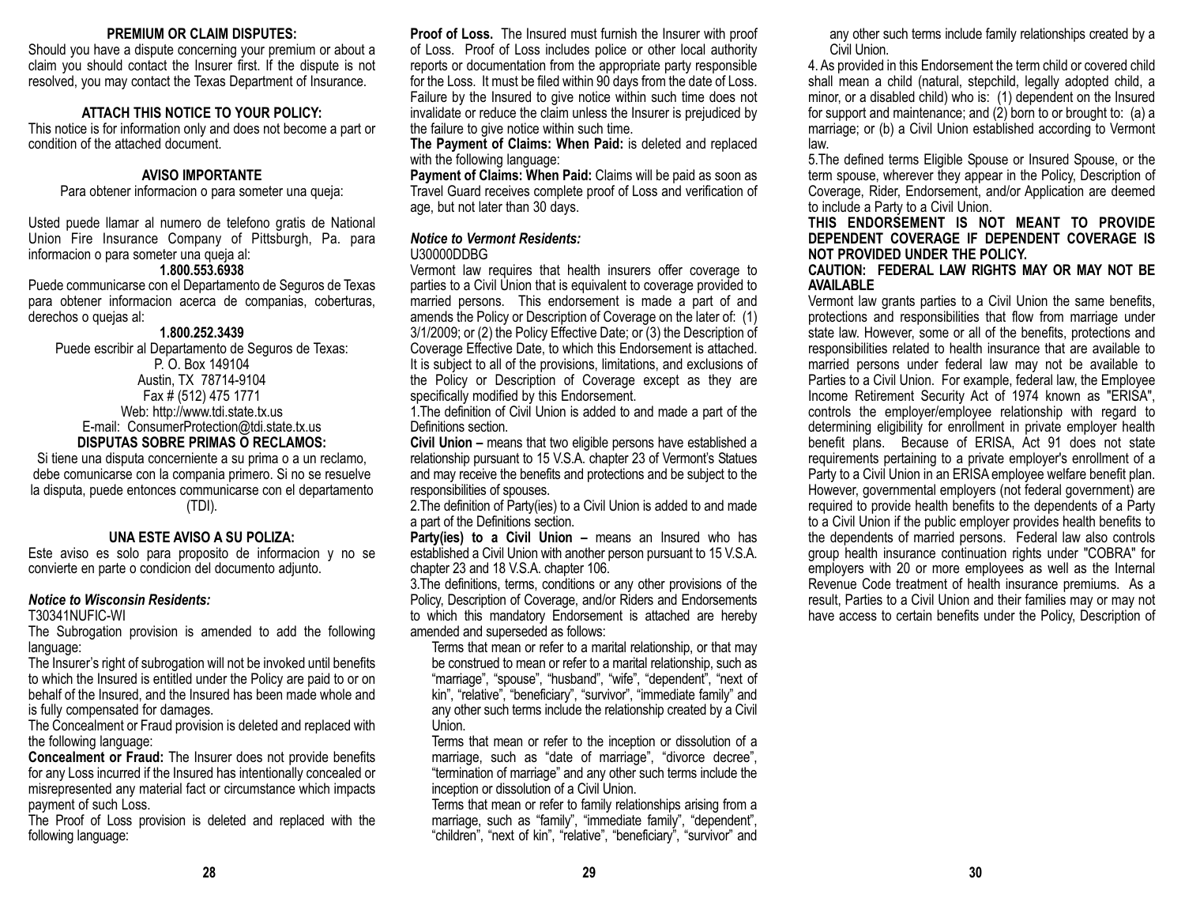**PREMIUM OR CLAIM DISPUTES:**

Should you have a dispute concerning your premium or about a claim you should contact the Insurer first. If the dispute is not resolved, you may contact the Texas Department of Insurance.

**ATTACH THIS NOTICE TO YOUR POLICY:**

This notice is for information only and does not become a part or condition of the attached document.

**AVISO IMPORTANTE**

Para obtener informacion o para someter una queja:

Usted puede llamar al numero de telefono gratis de National Union Fire Insurance Company of Pittsburgh, Pa. para informacion o para someter una queja al:

**1.800.553.6938**

Puede communicarse con el Departamento de Seguros de Texas para obtener informacion acerca de companias, coberturas, derechos o quejas al:

**1.800.252.3439**

Puede escribir al Departamento de Seguros de Texas:
P. O. Box 149104
Austin, TX 78714-9104
Fax # (512) 475 1771
Web: http://www.tdi.state.tx.us
E-mail: ConsumerProtection@tdi.state.tx.us

**DISPUTAS SOBRE PRIMAS O RECLAMOS:**

Si tiene una disputa concerniente a su prima o a un reclamo, debe comunicarse con la compania primero. Si no se resuelve la disputa, puede entonces comunicarse con el departamento (TDI).

**UNA ESTE AVISO A SU POLIZA:**

Este aviso es solo para proposito de informacion y no se convierte en parte o condicion del documento adjunto.

***Notice to Wisconsin Residents:***

T30341NUFIC-WI

The Subrogation provision is amended to add the following language:

The Insurer's right of subrogation will not be invoked until benefits to which the Insured is entitled under the Policy are paid to or on behalf of the Insured, and the Insured has been made whole and is fully compensated for damages.

The Concealment or Fraud provision is deleted and replaced with the following language:

**Concealment or Fraud:** The Insurer does not provide benefits for any Loss incurred if the Insured has intentionally concealed or misrepresented any material fact or circumstance which impacts payment of such Loss.

The Proof of Loss provision is deleted and replaced with the following language:

**Proof of Loss.** The Insured must furnish the Insurer with proof of Loss. Proof of Loss includes police or other local authority reports or documentation from the appropriate party responsible for the Loss. It must be filed within 90 days from the date of Loss. Failure by the Insured to give notice within such time does not invalidate or reduce the claim unless the Insurer is prejudiced by the failure to give notice within such time.

**The Payment of Claims: When Paid:** is deleted and replaced with the following language:

**Payment of Claims: When Paid:** Claims will be paid as soon as Travel Guard receives complete proof of Loss and verification of age, but not later than 30 days.

***Notice to Vermont Residents:***

U30000DDBG

Vermont law requires that health insurers offer coverage to parties to a Civil Union that is equivalent to coverage provided to married persons. This endorsement is made a part of and amends the Policy or Description of Coverage on the later of: (1) 3/1/2009; or (2) the Policy Effective Date; or (3) the Description of Coverage Effective Date, to which this Endorsement is attached. It is subject to all of the provisions, limitations, and exclusions of the Policy or Description of Coverage except as they are specifically modified by this Endorsement.

1.The definition of Civil Union is added to and made a part of the Definitions section.

**Civil Union –** means that two eligible persons have established a relationship pursuant to 15 V.S.A. chapter 23 of Vermont's Statues and may receive the benefits and protections and be subject to the responsibilities of spouses.

2.The definition of Party(ies) to a Civil Union is added to and made a part of the Definitions section.

**Party(ies) to a Civil Union –** means an Insured who has established a Civil Union with another person pursuant to 15 V.S.A. chapter 23 and 18 V.S.A. chapter 106.

3.The definitions, terms, conditions or any other provisions of the Policy, Description of Coverage, and/or Riders and Endorsements to which this mandatory Endorsement is attached are hereby amended and superseded as follows:

Terms that mean or refer to a marital relationship, or that may be construed to mean or refer to a marital relationship, such as "marriage", "spouse", "husband", "wife", "dependent", "next of kin", "relative", "beneficiary", "survivor", "immediate family" and any other such terms include the relationship created by a Civil Union.

Terms that mean or refer to the inception or dissolution of a marriage, such as "date of marriage", "divorce decree", "termination of marriage" and any other such terms include the inception or dissolution of a Civil Union.

Terms that mean or refer to family relationships arising from a marriage, such as "family", "immediate family", "dependent", "children", "next of kin", "relative", "beneficiary", "survivor" and any other such terms include family relationships created by a Civil Union.

4. As provided in this Endorsement the term child or covered child shall mean a child (natural, stepchild, legally adopted child, a minor, or a disabled child) who is: (1) dependent on the Insured for support and maintenance; and (2) born to or brought to: (a) a marriage; or (b) a Civil Union established according to Vermont law.

5.The defined terms Eligible Spouse or Insured Spouse, or the term spouse, wherever they appear in the Policy, Description of Coverage, Rider, Endorsement, and/or Application are deemed to include a Party to a Civil Union.

**THIS ENDORSEMENT IS NOT MEANT TO PROVIDE DEPENDENT COVERAGE IF DEPENDENT COVERAGE IS NOT PROVIDED UNDER THE POLICY.**

**CAUTION: FEDERAL LAW RIGHTS MAY OR MAY NOT BE AVAILABLE**

Vermont law grants parties to a Civil Union the same benefits, protections and responsibilities that flow from marriage under state law. However, some or all of the benefits, protections and responsibilities related to health insurance that are available to married persons under federal law may not be available to Parties to a Civil Union. For example, federal law, the Employee Income Retirement Security Act of 1974 known as "ERISA", controls the employer/employee relationship with regard to determining eligibility for enrollment in private employer health benefit plans. Because of ERISA, Act 91 does not state requirements pertaining to a private employer's enrollment of a Party to a Civil Union in an ERISA employee welfare benefit plan. However, governmental employers (not federal government) are required to provide health benefits to the dependents of a Party to a Civil Union if the public employer provides health benefits to the dependents of married persons. Federal law also controls group health insurance continuation rights under "COBRA" for employers with 20 or more employees as well as the Internal Revenue Code treatment of health insurance premiums. As a result, Parties to a Civil Union and their families may or may not have access to certain benefits under the Policy, Description of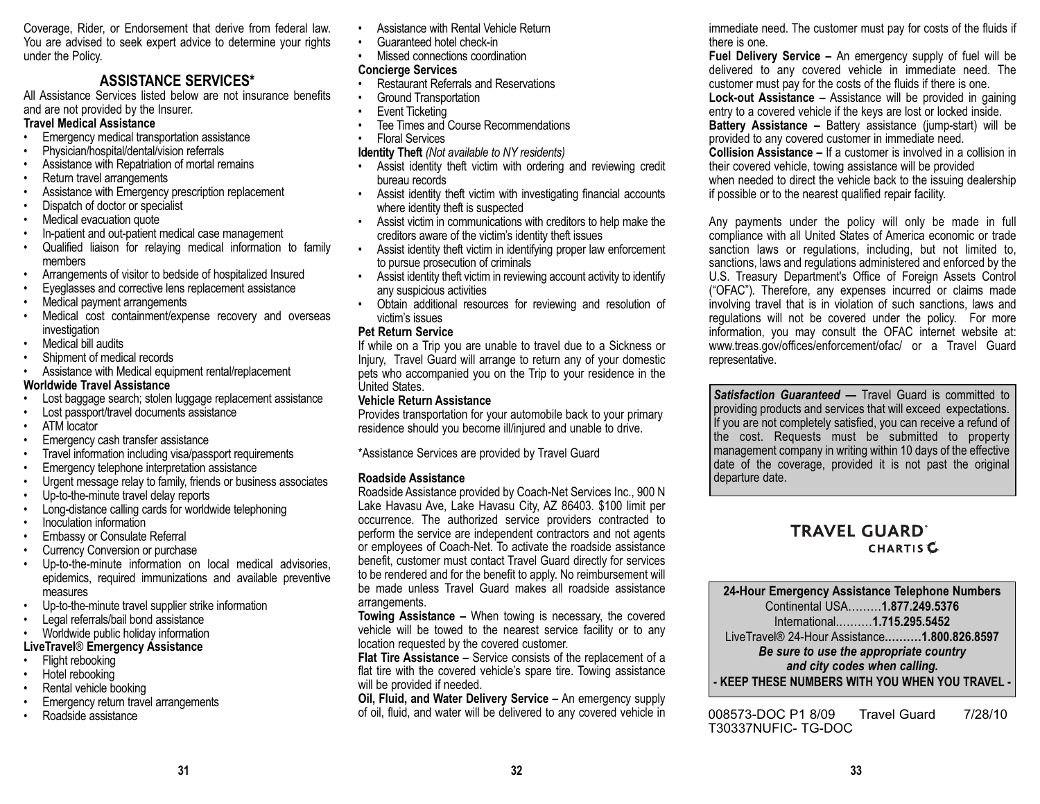Coverage, Rider, or Endorsement that derive from federal law. You are advised to seek expert advice to determine your rights under the Policy.

## ASSISTANCE SERVICES*

All Assistance Services listed below are not insurance benefits and are not provided by the Insurer.

**Travel Medical Assistance**

- Emergency medical transportation assistance
- Physician/hospital/dental/vision referrals
- Assistance with Repatriation of mortal remains
- Return travel arrangements
- Assistance with Emergency prescription replacement
- Dispatch of doctor or specialist
- Medical evacuation quote
- In-patient and out-patient medical case management
- Qualified liaison for relaying medical information to family members
- Arrangements of visitor to bedside of hospitalized Insured
- Eyeglasses and corrective lens replacement assistance
- Medical payment arrangements
- Medical cost containment/expense recovery and overseas investigation
- Medical bill audits
- Shipment of medical records
- Assistance with Medical equipment rental/replacement

**Worldwide Travel Assistance**

- Lost baggage search; stolen luggage replacement assistance
- Lost passport/travel documents assistance
- ATM locator
- Emergency cash transfer assistance
- Travel information including visa/passport requirements
- Emergency telephone interpretation assistance
- Urgent message relay to family, friends or business associates
- Up-to-the-minute travel delay reports
- Long-distance calling cards for worldwide telephoning
- Inoculation information
- Embassy or Consulate Referral
- Currency Conversion or purchase
- Up-to-the-minute information on local medical advisories, epidemics, required immunizations and available preventive measures
- Up-to-the-minute travel supplier strike information
- Legal referrals/bail bond assistance
- Worldwide public holiday information

**LiveTravel® Emergency Assistance**

- Flight rebooking
- Hotel rebooking
- Rental vehicle booking
- Emergency return travel arrangements
- Roadside assistance
- Assistance with Rental Vehicle Return
- Guaranteed hotel check-in
- Missed connections coordination

**Concierge Services**

- Restaurant Referrals and Reservations
- Ground Transportation
- Event Ticketing
- Tee Times and Course Recommendations
- Floral Services

**Identity Theft** *(Not available to NY residents)*

- Assist identity theft victim with ordering and reviewing credit bureau records
- Assist identity theft victim with investigating financial accounts where identity theft is suspected
- Assist victim in communications with creditors to help make the creditors aware of the victim's identity theft issues
- Assist identity theft victim in identifying proper law enforcement to pursue prosecution of criminals
- Assist identity theft victim in reviewing account activity to identify any suspicious activities
- Obtain additional resources for reviewing and resolution of victim's issues

**Pet Return Service**

If while on a Trip you are unable to travel due to a Sickness or Injury, Travel Guard will arrange to return any of your domestic pets who accompanied you on the Trip to your residence in the United States.

**Vehicle Return Assistance**

Provides transportation for your automobile back to your primary residence should you become ill/injured and unable to drive.

*Assistance Services are provided by Travel Guard

**Roadside Assistance**

Roadside Assistance provided by Coach-Net Services Inc., 900 N Lake Havasu Ave, Lake Havasu City, AZ 86403. $100 limit per occurrence. The authorized service providers contracted to perform the service are independent contractors and not agents or employees of Coach-Net. To activate the roadside assistance benefit, customer must contact Travel Guard directly for services to be rendered and for the benefit to apply. No reimbursement will be made unless Travel Guard makes all roadside assistance arrangements.

**Towing Assistance –** When towing is necessary, the covered vehicle will be towed to the nearest service facility or to any location requested by the covered customer.

**Flat Tire Assistance –** Service consists of the replacement of a flat tire with the covered vehicle's spare tire. Towing assistance will be provided if needed.

**Oil, Fluid, and Water Delivery Service –** An emergency supply of oil, fluid, and water will be delivered to any covered vehicle in immediate need. The customer must pay for costs of the fluids if there is one.

**Fuel Delivery Service –** An emergency supply of fuel will be delivered to any covered vehicle in immediate need. The customer must pay for the costs of the fluids if there is one.

**Lock-out Assistance –** Assistance will be provided in gaining entry to a covered vehicle if the keys are lost or locked inside.

**Battery Assistance –** Battery assistance (jump-start) will be provided to any covered customer in immediate need.

**Collision Assistance –** If a customer is involved in a collision in their covered vehicle, towing assistance will be provided when needed to direct the vehicle back to the issuing dealership if possible or to the nearest qualified repair facility.

Any payments under the policy will only be made in full compliance with all United States of America economic or trade sanction laws or regulations, including, but not limited to, sanctions, laws and regulations administered and enforced by the U.S. Treasury Department's Office of Foreign Assets Control ("OFAC"). Therefore, any expenses incurred or claims made involving travel that is in violation of such sanctions, laws and regulations will not be covered under the policy. For more information, you may consult the OFAC internet website at: www.treas.gov/offices/enforcement/ofac/ or a Travel Guard representative.

***Satisfaction Guaranteed —*** Travel Guard is committed to providing products and services that will exceed expectations. If you are not completely satisfied, you can receive a refund of the cost. Requests must be submitted to property management company in writing within 10 days of the effective date of the coverage, provided it is not past the original departure date.

TRAVEL GUARD®
CHARTIS

**24-Hour Emergency Assistance Telephone Numbers**

Continental USA………**1.877.249.5376**

International………**1.715.295.5452**

LiveTravel® 24-Hour Assistance………**1.800.826.8597**

***Be sure to use the appropriate country and city codes when calling.***

**- KEEP THESE NUMBERS WITH YOU WHEN YOU TRAVEL -**

008573-DOC P1 8/09 Travel Guard 7/28/10
T30337NUFIC- TG-DOC